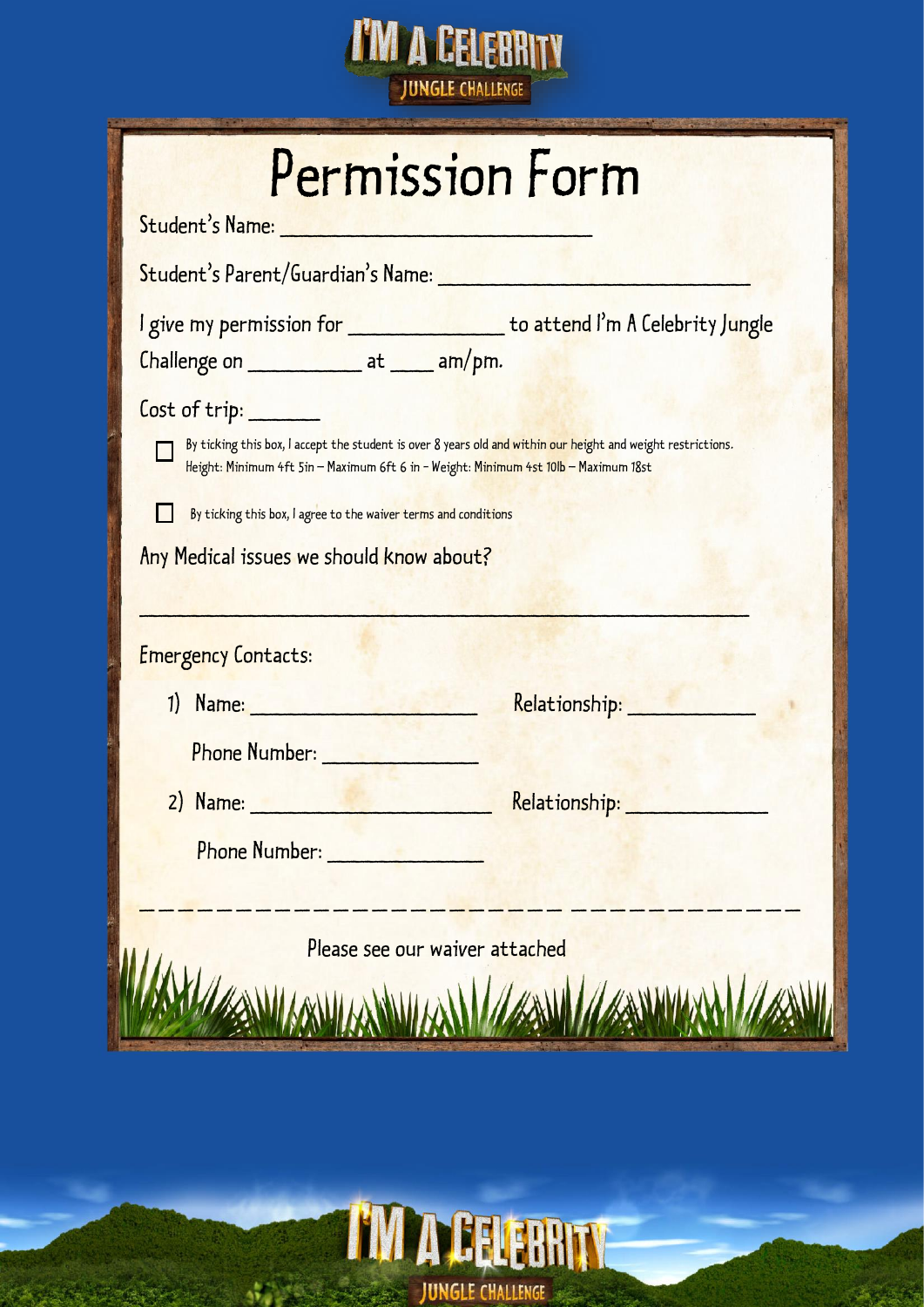I'M A CELEBRITY JUNGLE CHALLENGE

# Permission Form

Student's Name: ___________________________

Student's Parent/Guardian's Name: ___________________________

I give my permission for _____________ to attend I'm A Celebrity Jungle Challenge on __________ at ____ am/pm.

Cost of trip: ______

☐ By ticking this box, I accept the student is over 8 years old and within our height and weight restrictions. Height: Minimum 4ft 5in – Maximum 6ft 6 in – Weight: Minimum 4st 10lb – Maximum 18st

☐ By ticking this box, I agree to the waiver terms and conditions

Any Medical issues we should know about?

_____________________________________________________

Emergency Contacts:

1) Name: ____________________ Relationship: ___________

   Phone Number: ______________

2) Name: ____________________ Relationship: ___________

   Phone Number: ______________

---

Please see our waiver attached

I'M A CELEBRITY JUNGLE CHALLENGE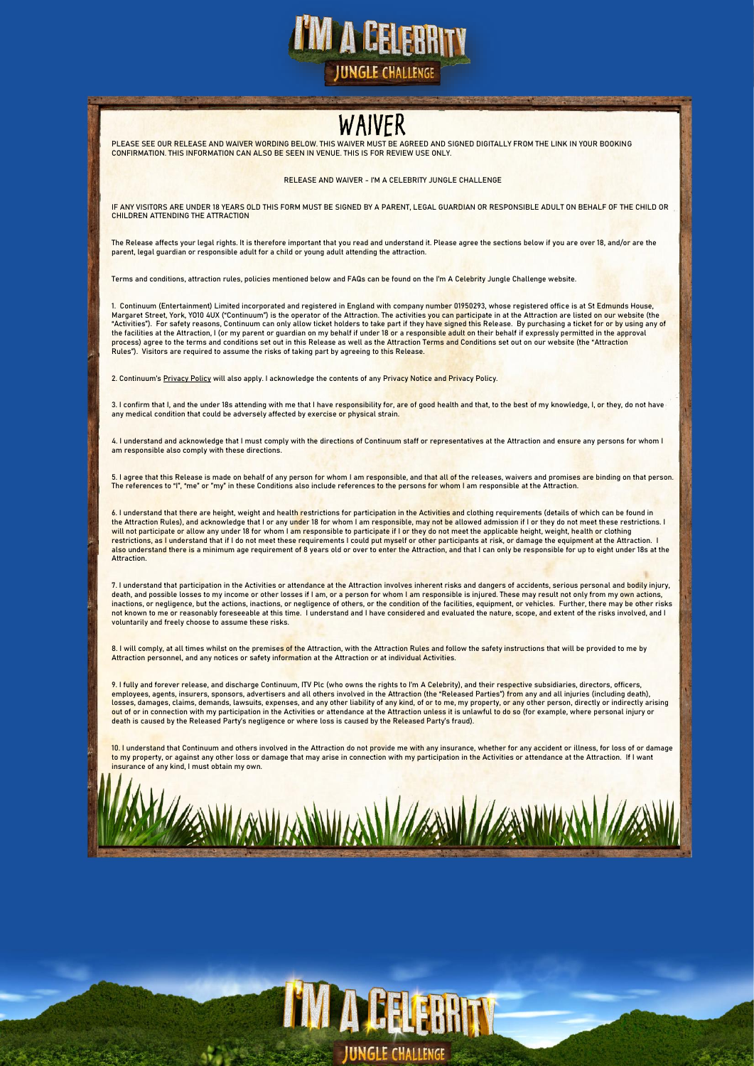# WAIVER

PLEASE SEE OUR RELEASE AND WAIVER WORDING BELOW. THIS WAIVER MUST BE AGREED AND SIGNED DIGITALLY FROM THE LINK IN YOUR BOOKING CONFIRMATION. THIS INFORMATION CAN ALSO BE SEEN IN VENUE. THIS IS FOR REVIEW USE ONLY.

RELEASE AND WAIVER - I'M A CELEBRITY JUNGLE CHALLENGE

IF ANY VISITORS ARE UNDER 18 YEARS OLD THIS FORM MUST BE SIGNED BY A PARENT, LEGAL GUARDIAN OR RESPONSIBLE ADULT ON BEHALF OF THE CHILD OR CHILDREN ATTENDING THE ATTRACTION

The Release affects your legal rights. It is therefore important that you read and understand it. Please agree the sections below if you are over 18, and/or are the parent, legal guardian or responsible adult for a child or young adult attending the attraction.

Terms and conditions, attraction rules, policies mentioned below and FAQs can be found on the I'm A Celebrity Jungle Challenge website.

1. Continuum (Entertainment) Limited incorporated and registered in England with company number 01950293, whose registered office is at St Edmunds House, Margaret Street, York, YO10 4UX ("Continuum") is the operator of the Attraction. The activities you can participate in at the Attraction are listed on our website (the "Activities"). For safety reasons, Continuum can only allow ticket holders to take part if they have signed this Release. By purchasing a ticket for or by using any of the facilities at the Attraction, I (or my parent or guardian on my behalf if under 18 or a responsible adult on their behalf if expressly permitted in the approval process) agree to the terms and conditions set out in this Release as well as the Attraction Terms and Conditions set out on our website (the "Attraction Rules"). Visitors are required to assume the risks of taking part by agreeing to this Release.

2. Continuum's Privacy Policy will also apply. I acknowledge the contents of any Privacy Notice and Privacy Policy.

3. I confirm that I, and the under 18s attending with me that I have responsibility for, are of good health and that, to the best of my knowledge, I, or they, do not have any medical condition that could be adversely affected by exercise or physical strain.

4. I understand and acknowledge that I must comply with the directions of Continuum staff or representatives at the Attraction and ensure any persons for whom I am responsible also comply with these directions.

5. I agree that this Release is made on behalf of any person for whom I am responsible, and that all of the releases, waivers and promises are binding on that person. The references to "I", "me" or "my" in these Conditions also include references to the persons for whom I am responsible at the Attraction.

6. I understand that there are height, weight and health restrictions for participation in the Activities and clothing requirements (details of which can be found in the Attraction Rules), and acknowledge that I or any under 18 for whom I am responsible, may not be allowed admission if I or they do not meet these restrictions. I will not participate or allow any under 18 for whom I am responsible to participate if I or they do not meet the applicable height, weight, health or clothing restrictions, as I understand that if I do not meet these requirements I could put myself or other participants at risk, or damage the equipment at the Attraction. I also understand there is a minimum age requirement of 8 years old or over to enter the Attraction, and that I can only be responsible for up to eight under 18s at the Attraction.

7. I understand that participation in the Activities or attendance at the Attraction involves inherent risks and dangers of accidents, serious personal and bodily injury, death, and possible losses to my income or other losses if I am, or a person for whom I am responsible is injured. These may result not only from my own actions, inactions, or negligence, but the actions, inactions, or negligence of others, or the condition of the facilities, equipment, or vehicles. Further, there may be other risks not known to me or reasonably foreseeable at this time. I understand and I have considered and evaluated the nature, scope, and extent of the risks involved, and I voluntarily and freely choose to assume these risks.

8. I will comply, at all times whilst on the premises of the Attraction, with the Attraction Rules and follow the safety instructions that will be provided to me by Attraction personnel, and any notices or safety information at the Attraction or at individual Activities.

9. I fully and forever release, and discharge Continuum, ITV Plc (who owns the rights to I'm A Celebrity), and their respective subsidiaries, directors, officers, employees, agents, insurers, sponsors, advertisers and all others involved in the Attraction (the "Released Parties") from any and all injuries (including death), losses, damages, claims, demands, lawsuits, expenses, and any other liability of any kind, of or to me, my property, or any other person, directly or indirectly arising out of or in connection with my participation in the Activities or attendance at the Attraction unless it is unlawful to do so (for example, where personal injury or death is caused by the Released Party's negligence or where loss is caused by the Released Party's fraud).

10. I understand that Continuum and others involved in the Attraction do not provide me with any insurance, whether for any accident or illness, for loss of or damage to my property, or against any other loss or damage that may arise in connection with my participation in the Activities or attendance at the Attraction. If I want insurance of any kind, I must obtain my own.